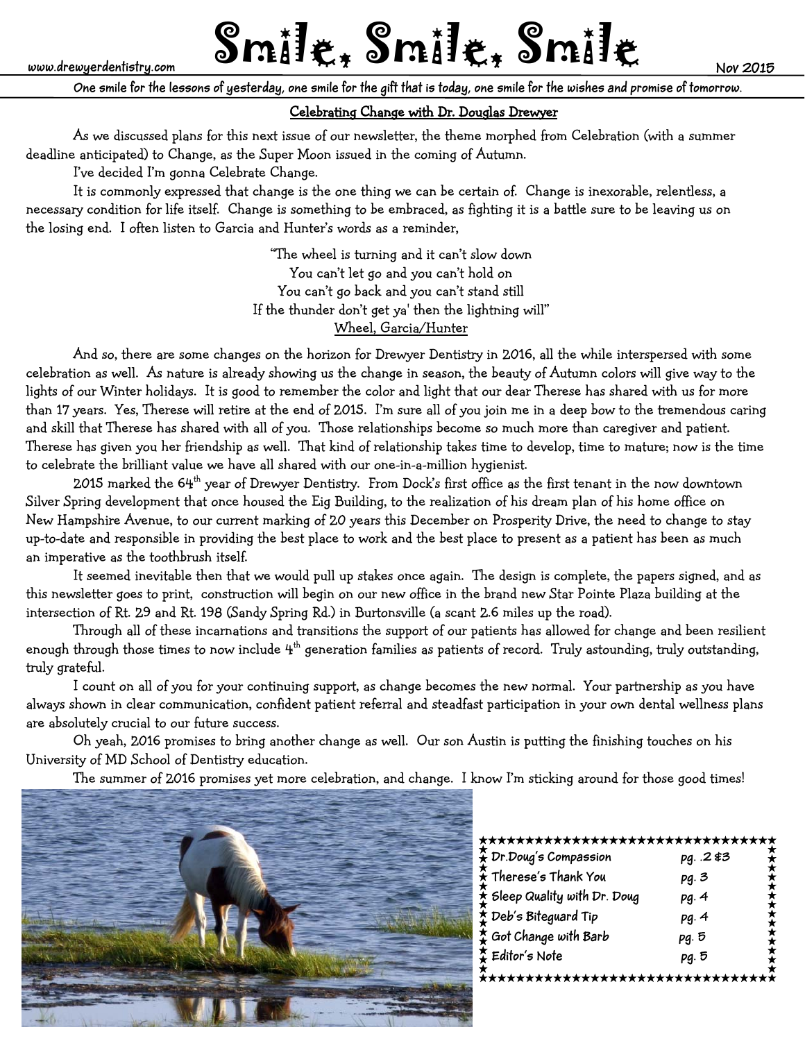www.drewyerdentistry.com

# Smile, Smile, Smile

Nov 2015

**One smile for the lessons of yesterday, one smile for the gift that is today, one smile for the wishes and promise of tomorrow.**

## Celebrating Change with Dr. Douglas Drewyer

As we discussed plans for this next issue of our newsletter, the theme morphed from Celebration (with a summer deadline anticipated) to Change, as the Super Moon issued in the coming of Autumn.

I've decided I'm gonna Celebrate Change.

It is commonly expressed that change is the one thing we can be certain of. Change is inexorable, relentless, a necessary condition for life itself. Change is something to be embraced, as fighting it is a battle sure to be leaving us on the losing end. I often listen to Garcia and Hunter's words as a reminder,

"The wheel is turning and it can't slow down
You can't let go and you can't hold on
You can't go back and you can't stand still
If the thunder don't get ya' then the lightning will"
Wheel, Garcia/Hunter

And so, there are some changes on the horizon for Drewyer Dentistry in 2016, all the while interspersed with some celebration as well. As nature is already showing us the change in season, the beauty of Autumn colors will give way to the lights of our Winter holidays. It is good to remember the color and light that our dear Therese has shared with us for more than 17 years. Yes, Therese will retire at the end of 2015. I'm sure all of you join me in a deep bow to the tremendous caring and skill that Therese has shared with all of you. Those relationships become so much more than caregiver and patient. Therese has given you her friendship as well. That kind of relationship takes time to develop, time to mature; now is the time to celebrate the brilliant value we have all shared with our one-in-a-million hygienist.

2015 marked the 64th year of Drewyer Dentistry. From Dock's first office as the first tenant in the now downtown Silver Spring development that once housed the Eig Building, to the realization of his dream plan of his home office on New Hampshire Avenue, to our current marking of 20 years this December on Prosperity Drive, the need to change to stay up-to-date and responsible in providing the best place to work and the best place to present as a patient has been as much an imperative as the toothbrush itself.

It seemed inevitable then that we would pull up stakes once again. The design is complete, the papers signed, and as this newsletter goes to print, construction will begin on our new office in the brand new Star Pointe Plaza building at the intersection of Rt. 29 and Rt. 198 (Sandy Spring Rd.) in Burtonsville (a scant 2.6 miles up the road).

Through all of these incarnations and transitions the support of our patients has allowed for change and been resilient enough through those times to now include 4th generation families as patients of record. Truly astounding, truly outstanding, truly grateful.

I count on all of you for your continuing support, as change becomes the new normal. Your partnership as you have always shown in clear communication, confident patient referral and steadfast participation in your own dental wellness plans are absolutely crucial to our future success.

Oh yeah, 2016 promises to bring another change as well. Our son Austin is putting the finishing touches on his University of MD School of Dentistry education.

The summer of 2016 promises yet more celebration, and change. I know I'm sticking around for those good times!

| | |
|---|---|
| Dr.Doug's Compassion | pg. .2 &3 |
| Therese's Thank You | pg. 3 |
| Sleep Quality with Dr. Doug | pg. 4 |
| Deb's Biteguard Tip | pg. 4 |
| Got Change with Barb | pg. 5 |
| Editor's Note | pg. 5 |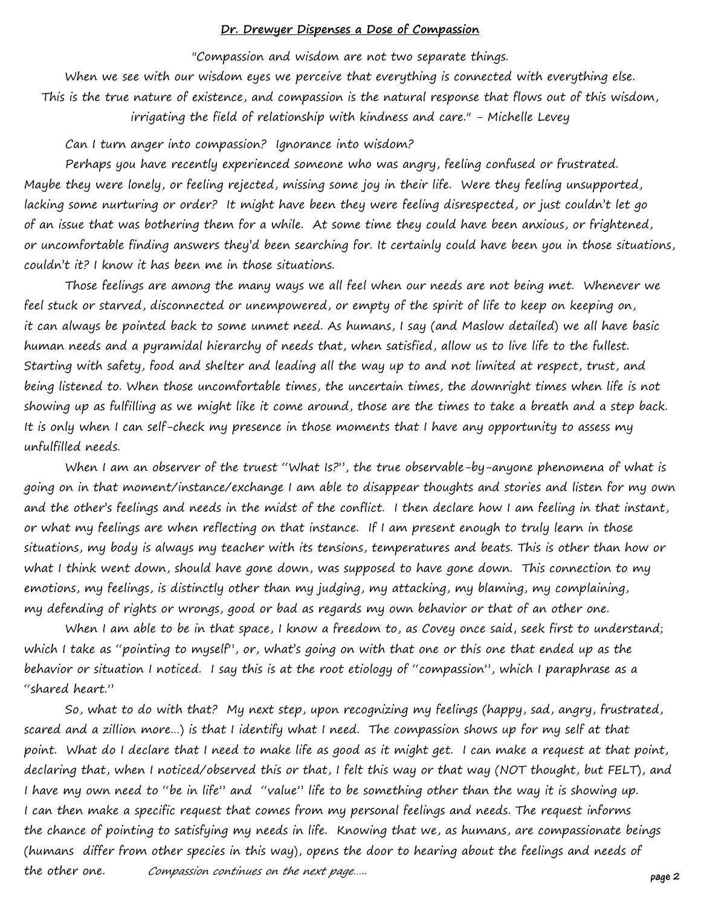## **Dr. Drewyer Dispenses a Dose of Compassion**

"Compassion and wisdom are not two separate things.
When we see with our wisdom eyes we perceive that everything is connected with everything else.
This is the true nature of existence, and compassion is the natural response that flows out of this wisdom,
irrigating the field of relationship with kindness and care." - Michelle Levey

Can I turn anger into compassion? Ignorance into wisdom?

Perhaps you have recently experienced someone who was angry, feeling confused or frustrated. Maybe they were lonely, or feeling rejected, missing some joy in their life. Were they feeling unsupported, lacking some nurturing or order? It might have been they were feeling disrespected, or just couldn't let go of an issue that was bothering them for a while. At some time they could have been anxious, or frightened, or uncomfortable finding answers they'd been searching for. It certainly could have been you in those situations, couldn't it? I know it has been me in those situations.

Those feelings are among the many ways we all feel when our needs are not being met. Whenever we feel stuck or starved, disconnected or unempowered, or empty of the spirit of life to keep on keeping on, it can always be pointed back to some unmet need. As humans, I say (and Maslow detailed) we all have basic human needs and a pyramidal hierarchy of needs that, when satisfied, allow us to live life to the fullest. Starting with safety, food and shelter and leading all the way up to and not limited at respect, trust, and being listened to. When those uncomfortable times, the uncertain times, the downright times when life is not showing up as fulfilling as we might like it come around, those are the times to take a breath and a step back. It is only when I can self-check my presence in those moments that I have any opportunity to assess my unfulfilled needs.

When I am an observer of the truest "What Is?", the true observable-by-anyone phenomena of what is going on in that moment/instance/exchange I am able to disappear thoughts and stories and listen for my own and the other's feelings and needs in the midst of the conflict. I then declare how I am feeling in that instant, or what my feelings are when reflecting on that instance. If I am present enough to truly learn in those situations, my body is always my teacher with its tensions, temperatures and beats. This is other than how or what I think went down, should have gone down, was supposed to have gone down. This connection to my emotions, my feelings, is distinctly other than my judging, my attacking, my blaming, my complaining, my defending of rights or wrongs, good or bad as regards my own behavior or that of an other one.

When I am able to be in that space, I know a freedom to, as Covey once said, seek first to understand; which I take as "pointing to myself", or, what's going on with that one or this one that ended up as the behavior or situation I noticed. I say this is at the root etiology of "compassion", which I paraphrase as a "shared heart."

So, what to do with that? My next step, upon recognizing my feelings (happy, sad, angry, frustrated, scared and a zillion more…) is that I identify what I need. The compassion shows up for my self at that point. What do I declare that I need to make life as good as it might get. I can make a request at that point, declaring that, when I noticed/observed this or that, I felt this way or that way (NOT thought, but FELT), and I have my own need to "be in life" and "value" life to be something other than the way it is showing up. I can then make a specific request that comes from my personal feelings and needs. The request informs the chance of pointing to satisfying my needs in life. Knowing that we, as humans, are compassionate beings (humans differ from other species in this way), opens the door to hearing about the feelings and needs of the other one. *Compassion continues on the next page…..*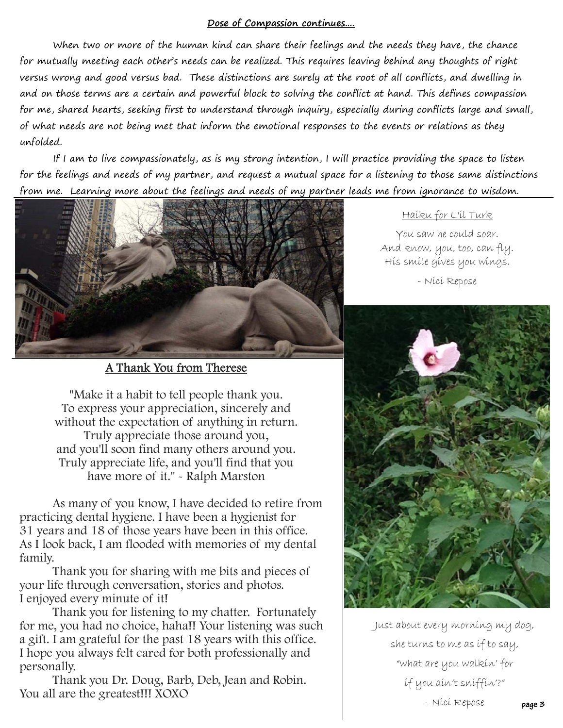**Dose of Compassion continues….**

When two or more of the human kind can share their feelings and the needs they have, the chance for mutually meeting each other's needs can be realized. This requires leaving behind any thoughts of right versus wrong and good versus bad. These distinctions are surely at the root of all conflicts, and dwelling in and on those terms are a certain and powerful block to solving the conflict at hand. This defines compassion for me, shared hearts, seeking first to understand through inquiry, especially during conflicts large and small, of what needs are not being met that inform the emotional responses to the events or relations as they unfolded.

If I am to live compassionately, as is my strong intention, I will practice providing the space to listen for the feelings and needs of my partner, and request a mutual space for a listening to those same distinctions from me. Learning more about the feelings and needs of my partner leads me from ignorance to wisdom.

## A Thank You from Therese

"Make it a habit to tell people thank you.
To express your appreciation, sincerely and
without the expectation of anything in return.
Truly appreciate those around you,
and you'll soon find many others around you.
Truly appreciate life, and you'll find that you
have more of it." - Ralph Marston

As many of you know, I have decided to retire from practicing dental hygiene. I have been a hygienist for 31 years and 18 of those years have been in this office. As I look back, I am flooded with memories of my dental family.

Thank you for sharing with me bits and pieces of your life through conversation, stories and photos. I enjoyed every minute of it!

Thank you for listening to my chatter. Fortunately for me, you had no choice, haha!! Your listening was such a gift. I am grateful for the past 18 years with this office. I hope you always felt cared for both professionally and personally.

Thank you Dr. Doug, Barb, Deb, Jean and Robin. You all are the greatest!!! XOXO

Haiku for L'il Turk

You saw he could soar.
And know, you, too, can fly.
His smile gives you wings.

\- Nici Repose

Just about every morning my dog,
she turns to me as if to say,
"what are you walkin' for
if you ain't sniffin'?"

\- Nici Repose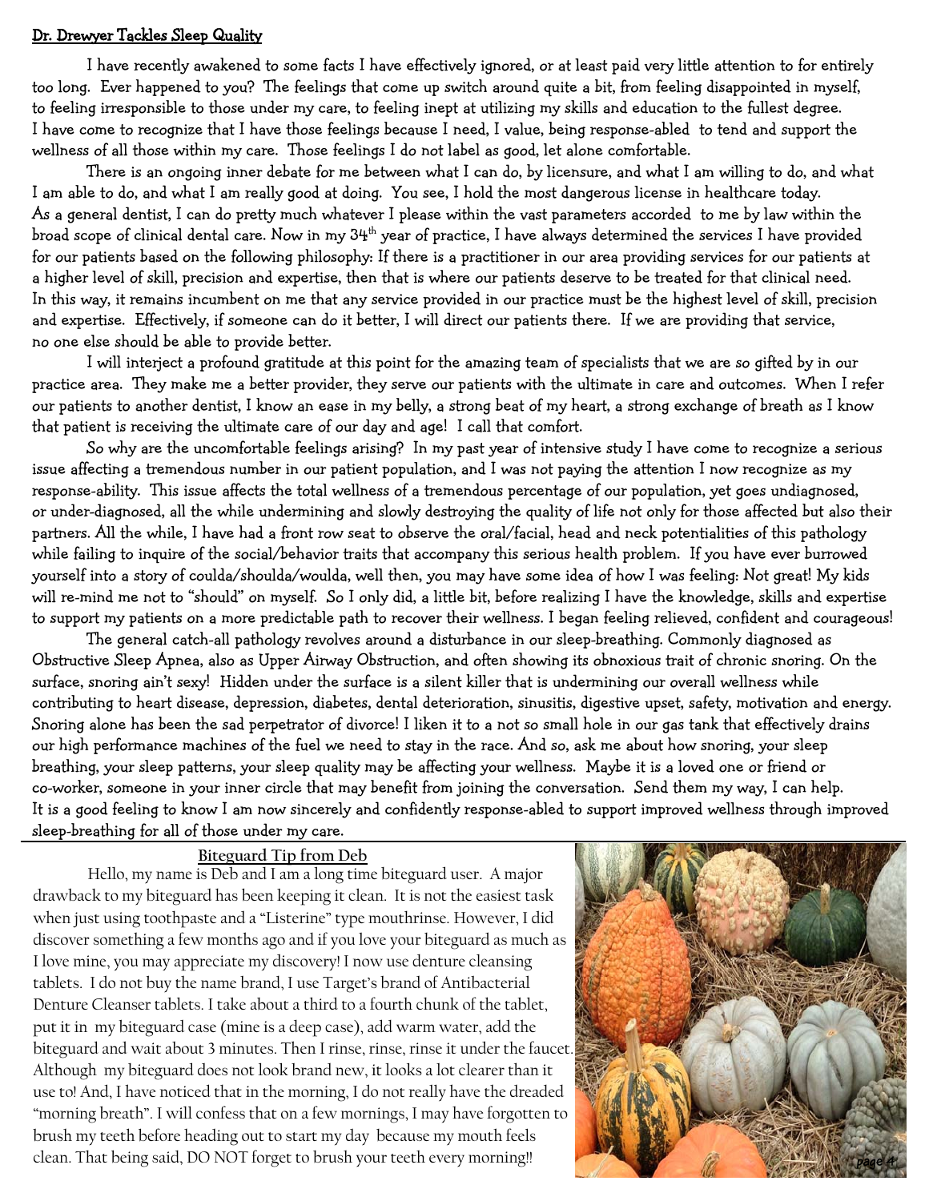## Dr. Drewyer Tackles Sleep Quality

I have recently awakened to some facts I have effectively ignored, or at least paid very little attention to for entirely too long. Ever happened to you? The feelings that come up switch around quite a bit, from feeling disappointed in myself, to feeling irresponsible to those under my care, to feeling inept at utilizing my skills and education to the fullest degree. I have come to recognize that I have those feelings because I need, I value, being response-abled to tend and support the wellness of all those within my care. Those feelings I do not label as good, let alone comfortable.

There is an ongoing inner debate for me between what I can do, by licensure, and what I am willing to do, and what I am able to do, and what I am really good at doing. You see, I hold the most dangerous license in healthcare today. As a general dentist, I can do pretty much whatever I please within the vast parameters accorded to me by law within the broad scope of clinical dental care. Now in my 34th year of practice, I have always determined the services I have provided for our patients based on the following philosophy: If there is a practitioner in our area providing services for our patients at a higher level of skill, precision and expertise, then that is where our patients deserve to be treated for that clinical need. In this way, it remains incumbent on me that any service provided in our practice must be the highest level of skill, precision and expertise. Effectively, if someone can do it better, I will direct our patients there. If we are providing that service, no one else should be able to provide better.

I will interject a profound gratitude at this point for the amazing team of specialists that we are so gifted by in our practice area. They make me a better provider, they serve our patients with the ultimate in care and outcomes. When I refer our patients to another dentist, I know an ease in my belly, a strong beat of my heart, a strong exchange of breath as I know that patient is receiving the ultimate care of our day and age! I call that comfort.

So why are the uncomfortable feelings arising? In my past year of intensive study I have come to recognize a serious issue affecting a tremendous number in our patient population, and I was not paying the attention I now recognize as my response-ability. This issue affects the total wellness of a tremendous percentage of our population, yet goes undiagnosed, or under-diagnosed, all the while undermining and slowly destroying the quality of life not only for those affected but also their partners. All the while, I have had a front row seat to observe the oral/facial, head and neck potentialities of this pathology while failing to inquire of the social/behavior traits that accompany this serious health problem. If you have ever burrowed yourself into a story of coulda/shoulda/woulda, well then, you may have some idea of how I was feeling: Not great! My kids will re-mind me not to "should" on myself. So I only did, a little bit, before realizing I have the knowledge, skills and expertise to support my patients on a more predictable path to recover their wellness. I began feeling relieved, confident and courageous!

The general catch-all pathology revolves around a disturbance in our sleep-breathing. Commonly diagnosed as Obstructive Sleep Apnea, also as Upper Airway Obstruction, and often showing its obnoxious trait of chronic snoring. On the surface, snoring ain't sexy! Hidden under the surface is a silent killer that is undermining our overall wellness while contributing to heart disease, depression, diabetes, dental deterioration, sinusitis, digestive upset, safety, motivation and energy. Snoring alone has been the sad perpetrator of divorce! I liken it to a not so small hole in our gas tank that effectively drains our high performance machines of the fuel we need to stay in the race. And so, ask me about how snoring, your sleep breathing, your sleep patterns, your sleep quality may be affecting your wellness. Maybe it is a loved one or friend or co-worker, someone in your inner circle that may benefit from joining the conversation. Send them my way, I can help. It is a good feeling to know I am now sincerely and confidently response-abled to support improved wellness through improved sleep-breathing for all of those under my care.

## Biteguard Tip from Deb

Hello, my name is Deb and I am a long time biteguard user. A major drawback to my biteguard has been keeping it clean. It is not the easiest task when just using toothpaste and a "Listerine" type mouthrinse. However, I did discover something a few months ago and if you love your biteguard as much as I love mine, you may appreciate my discovery! I now use denture cleansing tablets. I do not buy the name brand, I use Target's brand of Antibacterial Denture Cleanser tablets. I take about a third to a fourth chunk of the tablet, put it in my biteguard case (mine is a deep case), add warm water, add the biteguard and wait about 3 minutes. Then I rinse, rinse, rinse it under the faucet. Although my biteguard does not look brand new, it looks a lot clearer than it use to! And, I have noticed that in the morning, I do not really have the dreaded "morning breath". I will confess that on a few mornings, I may have forgotten to brush my teeth before heading out to start my day because my mouth feels clean. That being said, DO NOT forget to brush your teeth every morning!!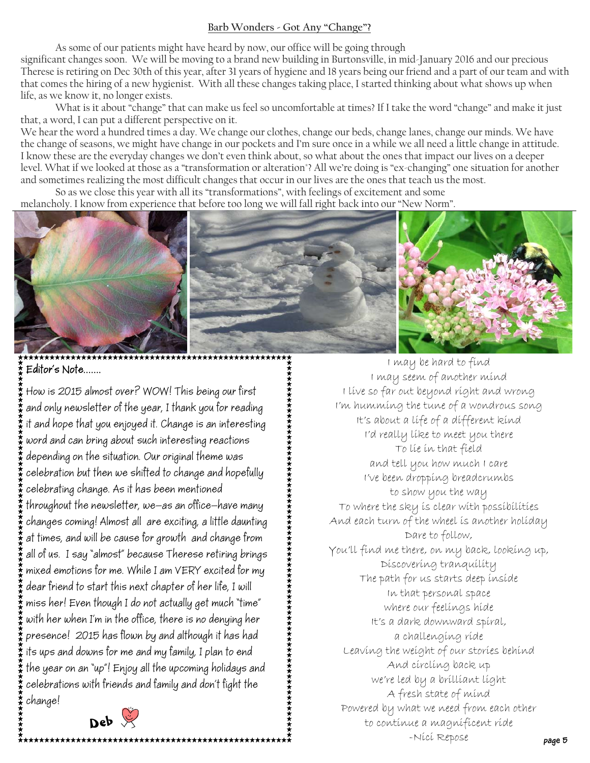## Barb Wonders - Got Any "Change"?

As some of our patients might have heard by now, our office will be going through significant changes soon. We will be moving to a brand new building in Burtonsville, in mid-January 2016 and our precious Therese is retiring on Dec 30th of this year, after 31 years of hygiene and 18 years being our friend and a part of our team and with that comes the hiring of a new hygienist. With all these changes taking place, I started thinking about what shows up when life, as we know it, no longer exists.

What is it about "change" that can make us feel so uncomfortable at times? If I take the word "change" and make it just that, a word, I can put a different perspective on it.

We hear the word a hundred times a day. We change our clothes, change our beds, change lanes, change our minds. We have the change of seasons, we might have change in our pockets and I'm sure once in a while we all need a little change in attitude. I know these are the everyday changes we don't even think about, so what about the ones that impact our lives on a deeper level. What if we looked at those as a "transformation or alteration"? All we're doing is "ex-changing" one situation for another and sometimes realizing the most difficult changes that occur in our lives are the ones that teach us the most.

So as we close this year with all its "transformations", with feelings of excitement and some melancholy. I know from experience that before too long we will fall right back into our "New Norm".

**Editor's Note.......**

How is 2015 almost over? WOW! This being our first and only newsletter of the year, I thank you for reading it and hope that you enjoyed it. Change is an interesting word and can bring about such interesting reactions depending on the situation. Our original theme was celebration but then we shifted to change and hopefully celebrating change. As it has been mentioned throughout the newsletter, we—as an office—have many changes coming! Almost all are exciting, a little daunting at times, and will be cause for growth and change from all of us. I say "almost" because Therese retiring brings mixed emotions for me. While I am VERY excited for my dear friend to start this next chapter of her life, I will miss her! Even though I do not actually get much "time" with her when I'm in the office, there is no denying her presence! 2015 has flown by and although it has had its ups and downs for me and my family, I plan to end the year on an "up"! Enjoy all the upcoming holidays and celebrations with friends and family and don't fight the change!

**Deb**

I may be hard to find  
I may seem of another mind  
I live so far out beyond right and wrong  
I'm humming the tune of a wondrous song  
It's about a life of a different kind  
I'd really like to meet you there  
To lie in that field  
and tell you how much I care  
I've been dropping breadcrumbs  
to show you the way  
To where the sky is clear with possibilities  
And each turn of the wheel is another holiday  
Dare to follow,  
You'll find me there, on my back, looking up,  
Discovering tranquility  
The path for us starts deep inside  
In that personal space  
where our feelings hide  
It's a dark downward spiral,  
a challenging ride  
Leaving the weight of our stories behind  
And circling back up  
we're led by a brilliant light  
A fresh state of mind  
Powered by what we need from each other  
to continue a magnificent ride  
-Nici Repose